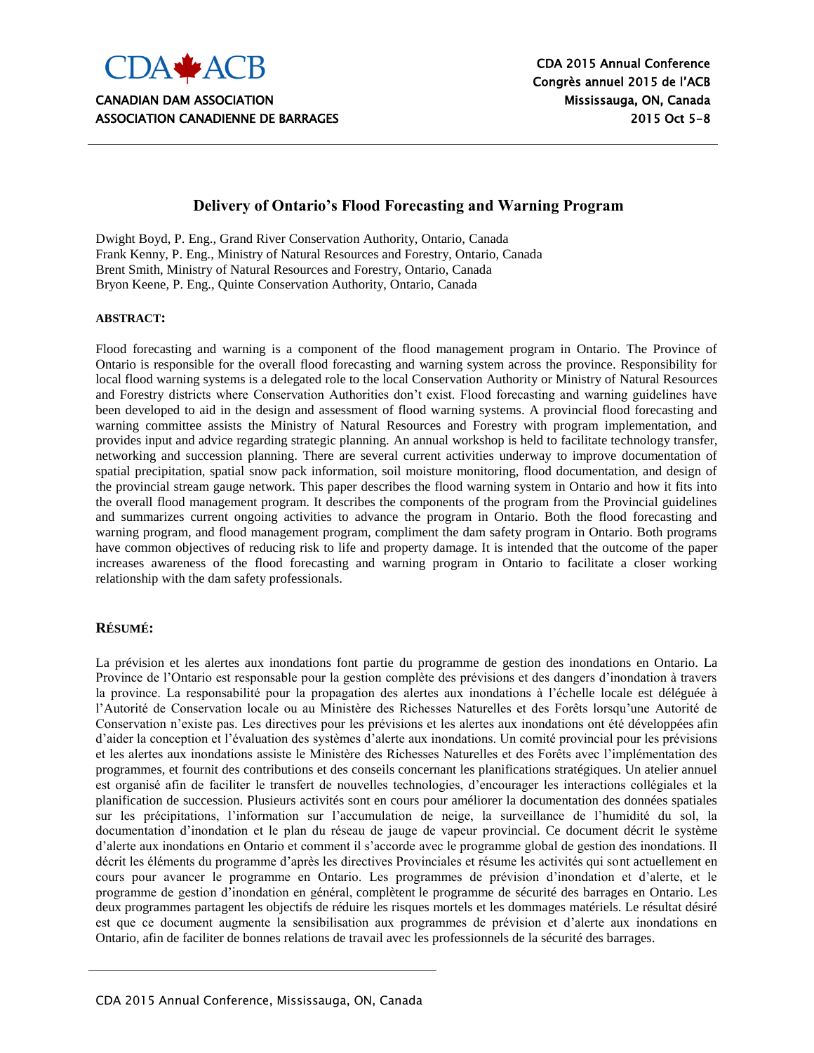CDA ACB

CANADIAN DAM ASSOCIATION
ASSOCIATION CANADIENNE DE BARRAGES

CDA 2015 Annual Conference
Congrès annuel 2015 de l'ACB
Mississauga, ON, Canada
2015 Oct 5-8

# Delivery of Ontario's Flood Forecasting and Warning Program

Dwight Boyd, P. Eng., Grand River Conservation Authority, Ontario, Canada
Frank Kenny, P. Eng., Ministry of Natural Resources and Forestry, Ontario, Canada
Brent Smith, Ministry of Natural Resources and Forestry, Ontario, Canada
Bryon Keene, P. Eng., Quinte Conservation Authority, Ontario, Canada

**ABSTRACT:**

Flood forecasting and warning is a component of the flood management program in Ontario. The Province of Ontario is responsible for the overall flood forecasting and warning system across the province. Responsibility for local flood warning systems is a delegated role to the local Conservation Authority or Ministry of Natural Resources and Forestry districts where Conservation Authorities don't exist. Flood forecasting and warning guidelines have been developed to aid in the design and assessment of flood warning systems. A provincial flood forecasting and warning committee assists the Ministry of Natural Resources and Forestry with program implementation, and provides input and advice regarding strategic planning. An annual workshop is held to facilitate technology transfer, networking and succession planning. There are several current activities underway to improve documentation of spatial precipitation, spatial snow pack information, soil moisture monitoring, flood documentation, and design of the provincial stream gauge network. This paper describes the flood warning system in Ontario and how it fits into the overall flood management program. It describes the components of the program from the Provincial guidelines and summarizes current ongoing activities to advance the program in Ontario. Both the flood forecasting and warning program, and flood management program, compliment the dam safety program in Ontario. Both programs have common objectives of reducing risk to life and property damage. It is intended that the outcome of the paper increases awareness of the flood forecasting and warning program in Ontario to facilitate a closer working relationship with the dam safety professionals.

**RÉSUMÉ:**

La prévision et les alertes aux inondations font partie du programme de gestion des inondations en Ontario. La Province de l'Ontario est responsable pour la gestion complète des prévisions et des dangers d'inondation à travers la province. La responsabilité pour la propagation des alertes aux inondations à l'échelle locale est déléguée à l'Autorité de Conservation locale ou au Ministère des Richesses Naturelles et des Forêts lorsqu'une Autorité de Conservation n'existe pas. Les directives pour les prévisions et les alertes aux inondations ont été développées afin d'aider la conception et l'évaluation des systèmes d'alerte aux inondations. Un comité provincial pour les prévisions et les alertes aux inondations assiste le Ministère des Richesses Naturelles et des Forêts avec l'implémentation des programmes, et fournit des contributions et des conseils concernant les planifications stratégiques. Un atelier annuel est organisé afin de faciliter le transfert de nouvelles technologies, d'encourager les interactions collégiales et la planification de succession. Plusieurs activités sont en cours pour améliorer la documentation des données spatiales sur les précipitations, l'information sur l'accumulation de neige, la surveillance de l'humidité du sol, la documentation d'inondation et le plan du réseau de jauge de vapeur provincial. Ce document décrit le système d'alerte aux inondations en Ontario et comment il s'accorde avec le programme global de gestion des inondations. Il décrit les éléments du programme d'après les directives Provinciales et résume les activités qui sont actuellement en cours pour avancer le programme en Ontario. Les programmes de prévision d'inondation et d'alerte, et le programme de gestion d'inondation en général, complètent le programme de sécurité des barrages en Ontario. Les deux programmes partagent les objectifs de réduire les risques mortels et les dommages matériels. Le résultat désiré est que ce document augmente la sensibilisation aux programmes de prévision et d'alerte aux inondations en Ontario, afin de faciliter de bonnes relations de travail avec les professionnels de la sécurité des barrages.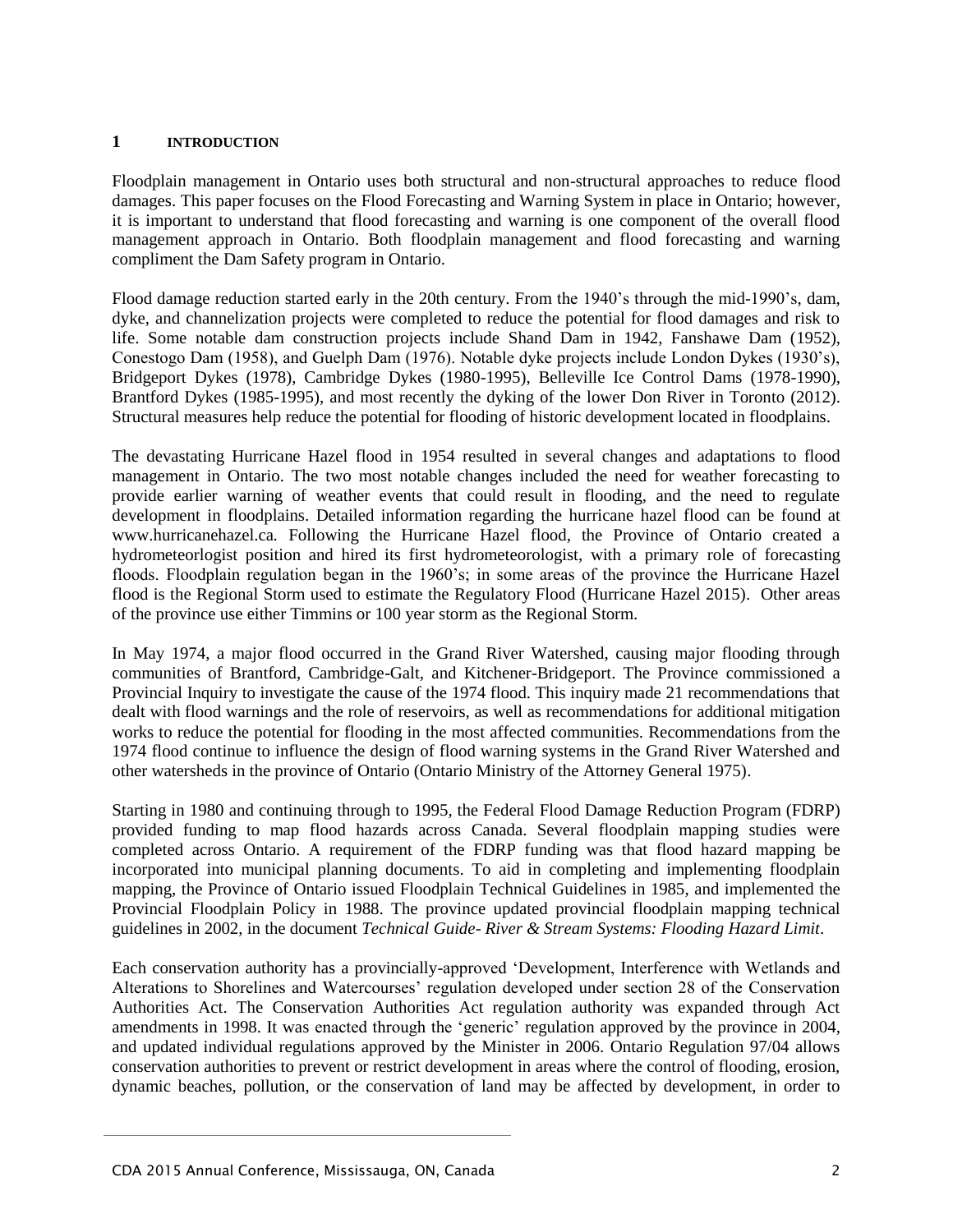# 1 INTRODUCTION

Floodplain management in Ontario uses both structural and non-structural approaches to reduce flood damages. This paper focuses on the Flood Forecasting and Warning System in place in Ontario; however, it is important to understand that flood forecasting and warning is one component of the overall flood management approach in Ontario. Both floodplain management and flood forecasting and warning compliment the Dam Safety program in Ontario.

Flood damage reduction started early in the 20th century. From the 1940's through the mid-1990's, dam, dyke, and channelization projects were completed to reduce the potential for flood damages and risk to life. Some notable dam construction projects include Shand Dam in 1942, Fanshawe Dam (1952), Conestogo Dam (1958), and Guelph Dam (1976). Notable dyke projects include London Dykes (1930's), Bridgeport Dykes (1978), Cambridge Dykes (1980-1995), Belleville Ice Control Dams (1978-1990), Brantford Dykes (1985-1995), and most recently the dyking of the lower Don River in Toronto (2012). Structural measures help reduce the potential for flooding of historic development located in floodplains.

The devastating Hurricane Hazel flood in 1954 resulted in several changes and adaptations to flood management in Ontario. The two most notable changes included the need for weather forecasting to provide earlier warning of weather events that could result in flooding, and the need to regulate development in floodplains. Detailed information regarding the hurricane hazel flood can be found at www.hurricanehazel.ca. Following the Hurricane Hazel flood, the Province of Ontario created a hydrometeorlogist position and hired its first hydrometeorologist, with a primary role of forecasting floods. Floodplain regulation began in the 1960's; in some areas of the province the Hurricane Hazel flood is the Regional Storm used to estimate the Regulatory Flood (Hurricane Hazel 2015). Other areas of the province use either Timmins or 100 year storm as the Regional Storm.

In May 1974, a major flood occurred in the Grand River Watershed, causing major flooding through communities of Brantford, Cambridge-Galt, and Kitchener-Bridgeport. The Province commissioned a Provincial Inquiry to investigate the cause of the 1974 flood. This inquiry made 21 recommendations that dealt with flood warnings and the role of reservoirs, as well as recommendations for additional mitigation works to reduce the potential for flooding in the most affected communities. Recommendations from the 1974 flood continue to influence the design of flood warning systems in the Grand River Watershed and other watersheds in the province of Ontario (Ontario Ministry of the Attorney General 1975).

Starting in 1980 and continuing through to 1995, the Federal Flood Damage Reduction Program (FDRP) provided funding to map flood hazards across Canada. Several floodplain mapping studies were completed across Ontario. A requirement of the FDRP funding was that flood hazard mapping be incorporated into municipal planning documents. To aid in completing and implementing floodplain mapping, the Province of Ontario issued Floodplain Technical Guidelines in 1985, and implemented the Provincial Floodplain Policy in 1988. The province updated provincial floodplain mapping technical guidelines in 2002, in the document *Technical Guide- River & Stream Systems: Flooding Hazard Limit*.

Each conservation authority has a provincially-approved 'Development, Interference with Wetlands and Alterations to Shorelines and Watercourses' regulation developed under section 28 of the Conservation Authorities Act. The Conservation Authorities Act regulation authority was expanded through Act amendments in 1998. It was enacted through the 'generic' regulation approved by the province in 2004, and updated individual regulations approved by the Minister in 2006. Ontario Regulation 97/04 allows conservation authorities to prevent or restrict development in areas where the control of flooding, erosion, dynamic beaches, pollution, or the conservation of land may be affected by development, in order to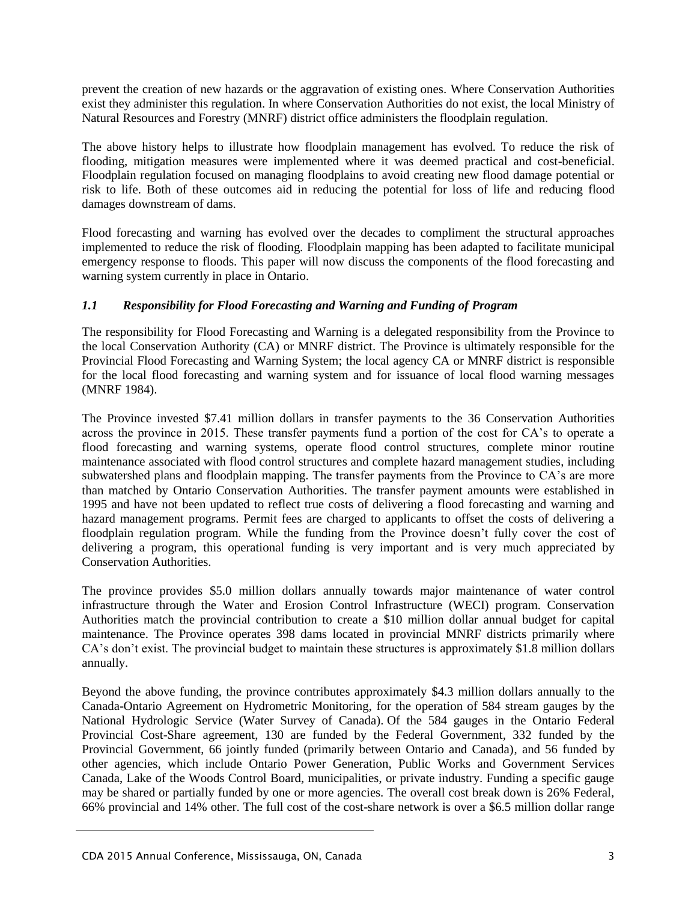prevent the creation of new hazards or the aggravation of existing ones. Where Conservation Authorities exist they administer this regulation. In where Conservation Authorities do not exist, the local Ministry of Natural Resources and Forestry (MNRF) district office administers the floodplain regulation.

The above history helps to illustrate how floodplain management has evolved. To reduce the risk of flooding, mitigation measures were implemented where it was deemed practical and cost-beneficial. Floodplain regulation focused on managing floodplains to avoid creating new flood damage potential or risk to life. Both of these outcomes aid in reducing the potential for loss of life and reducing flood damages downstream of dams.

Flood forecasting and warning has evolved over the decades to compliment the structural approaches implemented to reduce the risk of flooding. Floodplain mapping has been adapted to facilitate municipal emergency response to floods. This paper will now discuss the components of the flood forecasting and warning system currently in place in Ontario.

### *1.1 Responsibility for Flood Forecasting and Warning and Funding of Program*

The responsibility for Flood Forecasting and Warning is a delegated responsibility from the Province to the local Conservation Authority (CA) or MNRF district. The Province is ultimately responsible for the Provincial Flood Forecasting and Warning System; the local agency CA or MNRF district is responsible for the local flood forecasting and warning system and for issuance of local flood warning messages (MNRF 1984).

The Province invested $7.41 million dollars in transfer payments to the 36 Conservation Authorities across the province in 2015. These transfer payments fund a portion of the cost for CA's to operate a flood forecasting and warning systems, operate flood control structures, complete minor routine maintenance associated with flood control structures and complete hazard management studies, including subwatershed plans and floodplain mapping. The transfer payments from the Province to CA's are more than matched by Ontario Conservation Authorities. The transfer payment amounts were established in 1995 and have not been updated to reflect true costs of delivering a flood forecasting and warning and hazard management programs. Permit fees are charged to applicants to offset the costs of delivering a floodplain regulation program. While the funding from the Province doesn't fully cover the cost of delivering a program, this operational funding is very important and is very much appreciated by Conservation Authorities.

The province provides $5.0 million dollars annually towards major maintenance of water control infrastructure through the Water and Erosion Control Infrastructure (WECI) program. Conservation Authorities match the provincial contribution to create a $10 million dollar annual budget for capital maintenance. The Province operates 398 dams located in provincial MNRF districts primarily where CA's don't exist. The provincial budget to maintain these structures is approximately $1.8 million dollars annually.

Beyond the above funding, the province contributes approximately $4.3 million dollars annually to the Canada-Ontario Agreement on Hydrometric Monitoring, for the operation of 584 stream gauges by the National Hydrologic Service (Water Survey of Canada). Of the 584 gauges in the Ontario Federal Provincial Cost-Share agreement, 130 are funded by the Federal Government, 332 funded by the Provincial Government, 66 jointly funded (primarily between Ontario and Canada), and 56 funded by other agencies, which include Ontario Power Generation, Public Works and Government Services Canada, Lake of the Woods Control Board, municipalities, or private industry. Funding a specific gauge may be shared or partially funded by one or more agencies. The overall cost break down is 26% Federal, 66% provincial and 14% other. The full cost of the cost-share network is over a $6.5 million dollar range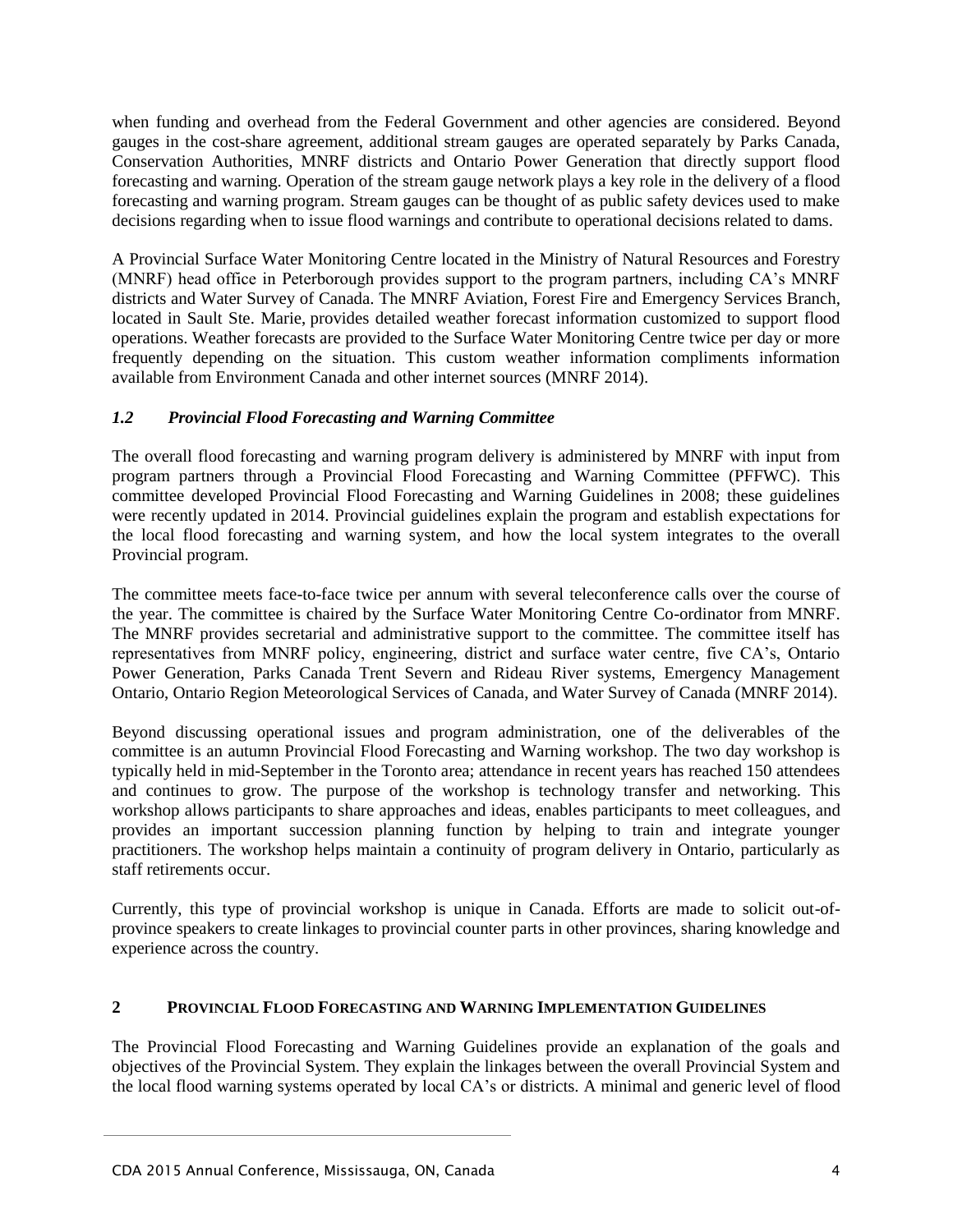when funding and overhead from the Federal Government and other agencies are considered. Beyond gauges in the cost-share agreement, additional stream gauges are operated separately by Parks Canada, Conservation Authorities, MNRF districts and Ontario Power Generation that directly support flood forecasting and warning. Operation of the stream gauge network plays a key role in the delivery of a flood forecasting and warning program. Stream gauges can be thought of as public safety devices used to make decisions regarding when to issue flood warnings and contribute to operational decisions related to dams.

A Provincial Surface Water Monitoring Centre located in the Ministry of Natural Resources and Forestry (MNRF) head office in Peterborough provides support to the program partners, including CA's MNRF districts and Water Survey of Canada. The MNRF Aviation, Forest Fire and Emergency Services Branch, located in Sault Ste. Marie, provides detailed weather forecast information customized to support flood operations. Weather forecasts are provided to the Surface Water Monitoring Centre twice per day or more frequently depending on the situation. This custom weather information compliments information available from Environment Canada and other internet sources (MNRF 2014).

### *1.2 Provincial Flood Forecasting and Warning Committee*

The overall flood forecasting and warning program delivery is administered by MNRF with input from program partners through a Provincial Flood Forecasting and Warning Committee (PFFWC). This committee developed Provincial Flood Forecasting and Warning Guidelines in 2008; these guidelines were recently updated in 2014. Provincial guidelines explain the program and establish expectations for the local flood forecasting and warning system, and how the local system integrates to the overall Provincial program.

The committee meets face-to-face twice per annum with several teleconference calls over the course of the year. The committee is chaired by the Surface Water Monitoring Centre Co-ordinator from MNRF. The MNRF provides secretarial and administrative support to the committee. The committee itself has representatives from MNRF policy, engineering, district and surface water centre, five CA's, Ontario Power Generation, Parks Canada Trent Severn and Rideau River systems, Emergency Management Ontario, Ontario Region Meteorological Services of Canada, and Water Survey of Canada (MNRF 2014).

Beyond discussing operational issues and program administration, one of the deliverables of the committee is an autumn Provincial Flood Forecasting and Warning workshop. The two day workshop is typically held in mid-September in the Toronto area; attendance in recent years has reached 150 attendees and continues to grow. The purpose of the workshop is technology transfer and networking. This workshop allows participants to share approaches and ideas, enables participants to meet colleagues, and provides an important succession planning function by helping to train and integrate younger practitioners. The workshop helps maintain a continuity of program delivery in Ontario, particularly as staff retirements occur.

Currently, this type of provincial workshop is unique in Canada. Efforts are made to solicit out-of-province speakers to create linkages to provincial counter parts in other provinces, sharing knowledge and experience across the country.

## 2 PROVINCIAL FLOOD FORECASTING AND WARNING IMPLEMENTATION GUIDELINES

The Provincial Flood Forecasting and Warning Guidelines provide an explanation of the goals and objectives of the Provincial System. They explain the linkages between the overall Provincial System and the local flood warning systems operated by local CA's or districts. A minimal and generic level of flood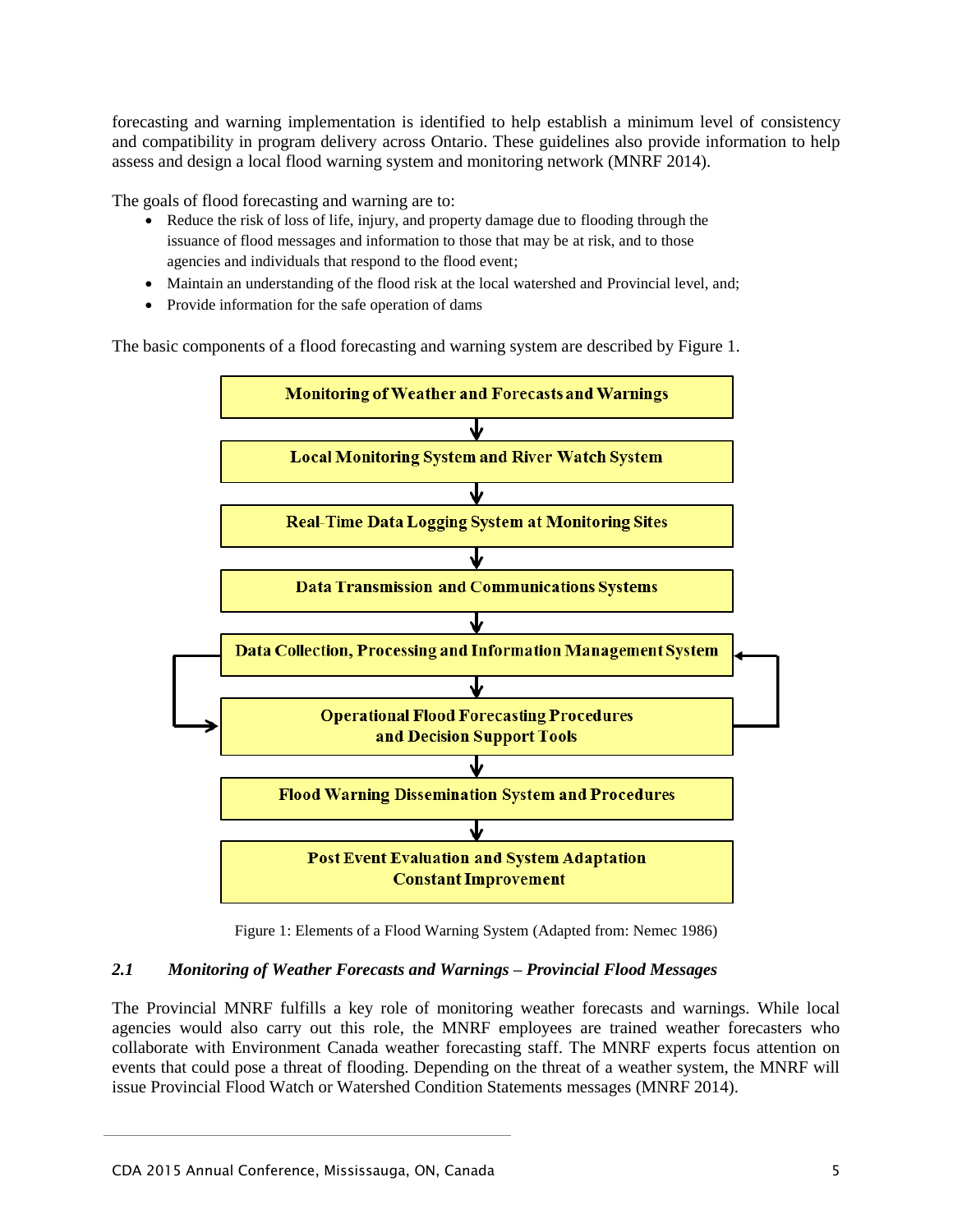forecasting and warning implementation is identified to help establish a minimum level of consistency and compatibility in program delivery across Ontario. These guidelines also provide information to help assess and design a local flood warning system and monitoring network (MNRF 2014).

The goals of flood forecasting and warning are to:

- Reduce the risk of loss of life, injury, and property damage due to flooding through the issuance of flood messages and information to those that may be at risk, and to those agencies and individuals that respond to the flood event;
- Maintain an understanding of the flood risk at the local watershed and Provincial level, and;
- Provide information for the safe operation of dams

The basic components of a flood forecasting and warning system are described by Figure 1.

**Monitoring of Weather and Forecasts and Warnings**

↓

**Local Monitoring System and River Watch System**

↓

**Real-Time Data Logging System at Monitoring Sites**

↓

**Data Transmission and Communications Systems**

↓

**Data Collection, Processing and Information Management System**

↓ (two-way feedback)

**Operational Flood Forecasting Procedures and Decision Support Tools**

↓

**Flood Warning Dissemination System and Procedures**

↓

**Post Event Evaluation and System Adaptation Constant Improvement**

Figure 1: Elements of a Flood Warning System (Adapted from: Nemec 1986)

### *2.1 Monitoring of Weather Forecasts and Warnings – Provincial Flood Messages*

The Provincial MNRF fulfills a key role of monitoring weather forecasts and warnings. While local agencies would also carry out this role, the MNRF employees are trained weather forecasters who collaborate with Environment Canada weather forecasting staff. The MNRF experts focus attention on events that could pose a threat of flooding. Depending on the threat of a weather system, the MNRF will issue Provincial Flood Watch or Watershed Condition Statements messages (MNRF 2014).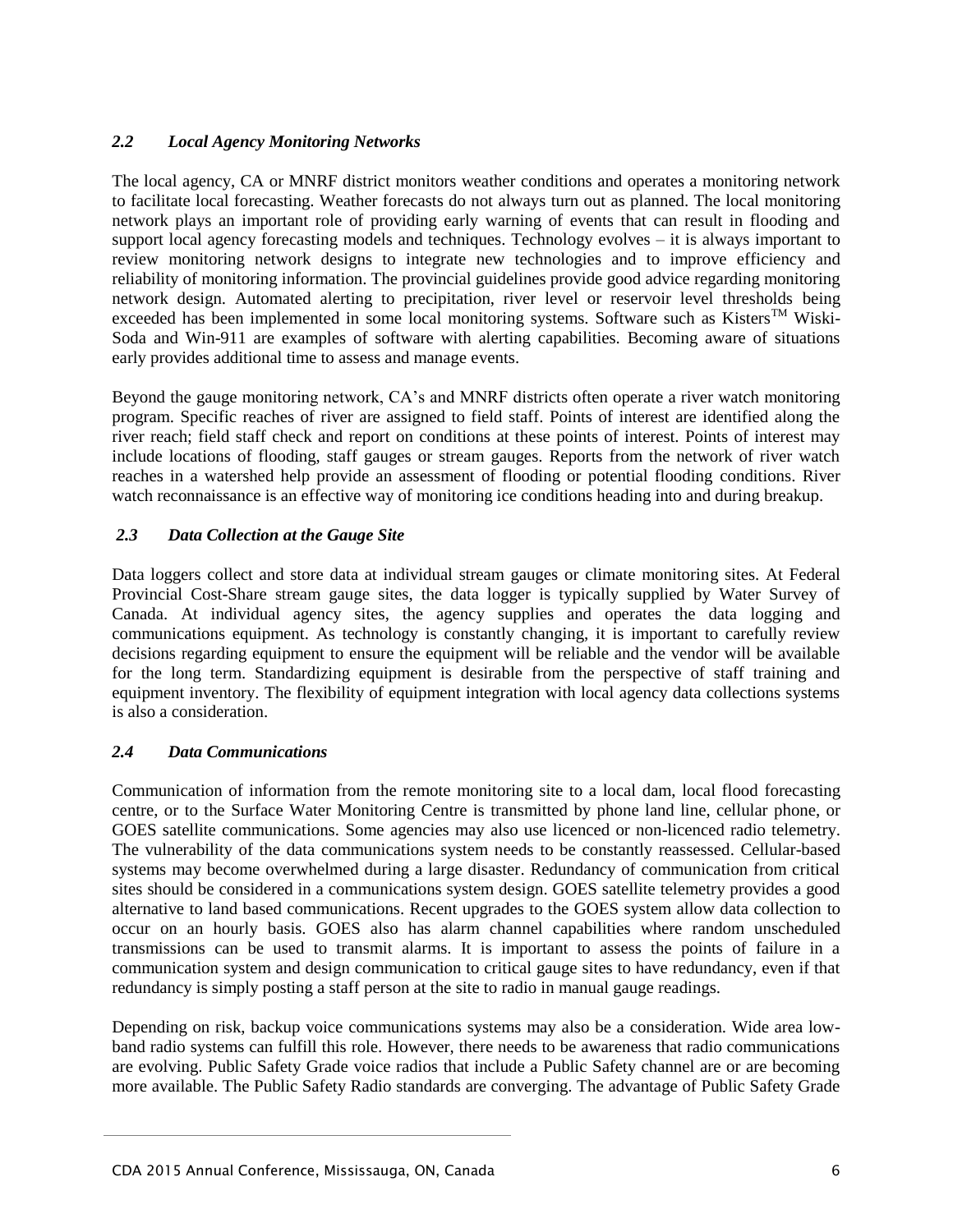### *2.2 Local Agency Monitoring Networks*

The local agency, CA or MNRF district monitors weather conditions and operates a monitoring network to facilitate local forecasting. Weather forecasts do not always turn out as planned. The local monitoring network plays an important role of providing early warning of events that can result in flooding and support local agency forecasting models and techniques. Technology evolves – it is always important to review monitoring network designs to integrate new technologies and to improve efficiency and reliability of monitoring information. The provincial guidelines provide good advice regarding monitoring network design. Automated alerting to precipitation, river level or reservoir level thresholds being exceeded has been implemented in some local monitoring systems. Software such as Kisters™ Wiski-Soda and Win-911 are examples of software with alerting capabilities. Becoming aware of situations early provides additional time to assess and manage events.

Beyond the gauge monitoring network, CA's and MNRF districts often operate a river watch monitoring program. Specific reaches of river are assigned to field staff. Points of interest are identified along the river reach; field staff check and report on conditions at these points of interest. Points of interest may include locations of flooding, staff gauges or stream gauges. Reports from the network of river watch reaches in a watershed help provide an assessment of flooding or potential flooding conditions. River watch reconnaissance is an effective way of monitoring ice conditions heading into and during breakup.

### *2.3 Data Collection at the Gauge Site*

Data loggers collect and store data at individual stream gauges or climate monitoring sites. At Federal Provincial Cost-Share stream gauge sites, the data logger is typically supplied by Water Survey of Canada. At individual agency sites, the agency supplies and operates the data logging and communications equipment. As technology is constantly changing, it is important to carefully review decisions regarding equipment to ensure the equipment will be reliable and the vendor will be available for the long term. Standardizing equipment is desirable from the perspective of staff training and equipment inventory. The flexibility of equipment integration with local agency data collections systems is also a consideration.

### *2.4 Data Communications*

Communication of information from the remote monitoring site to a local dam, local flood forecasting centre, or to the Surface Water Monitoring Centre is transmitted by phone land line, cellular phone, or GOES satellite communications. Some agencies may also use licenced or non-licenced radio telemetry. The vulnerability of the data communications system needs to be constantly reassessed. Cellular-based systems may become overwhelmed during a large disaster. Redundancy of communication from critical sites should be considered in a communications system design. GOES satellite telemetry provides a good alternative to land based communications. Recent upgrades to the GOES system allow data collection to occur on an hourly basis. GOES also has alarm channel capabilities where random unscheduled transmissions can be used to transmit alarms. It is important to assess the points of failure in a communication system and design communication to critical gauge sites to have redundancy, even if that redundancy is simply posting a staff person at the site to radio in manual gauge readings.

Depending on risk, backup voice communications systems may also be a consideration. Wide area low-band radio systems can fulfill this role. However, there needs to be awareness that radio communications are evolving. Public Safety Grade voice radios that include a Public Safety channel are or are becoming more available. The Public Safety Radio standards are converging. The advantage of Public Safety Grade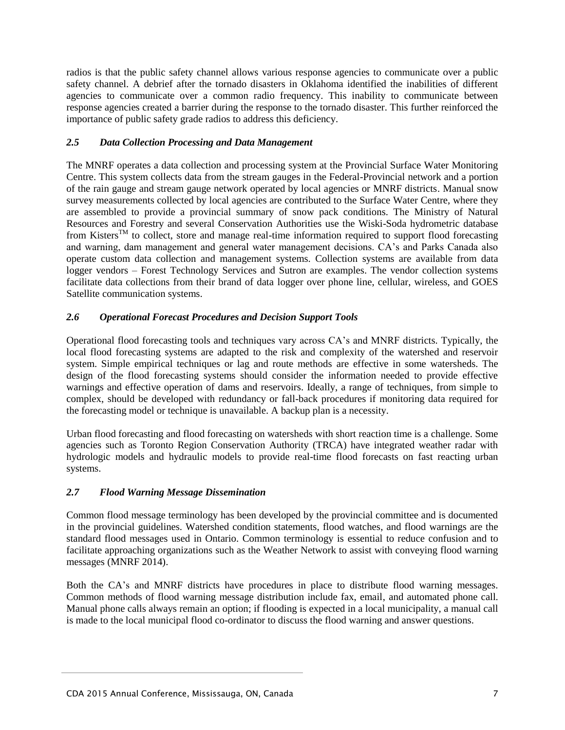radios is that the public safety channel allows various response agencies to communicate over a public safety channel. A debrief after the tornado disasters in Oklahoma identified the inabilities of different agencies to communicate over a common radio frequency. This inability to communicate between response agencies created a barrier during the response to the tornado disaster. This further reinforced the importance of public safety grade radios to address this deficiency.

### *2.5 Data Collection Processing and Data Management*

The MNRF operates a data collection and processing system at the Provincial Surface Water Monitoring Centre. This system collects data from the stream gauges in the Federal-Provincial network and a portion of the rain gauge and stream gauge network operated by local agencies or MNRF districts. Manual snow survey measurements collected by local agencies are contributed to the Surface Water Centre, where they are assembled to provide a provincial summary of snow pack conditions. The Ministry of Natural Resources and Forestry and several Conservation Authorities use the Wiski-Soda hydrometric database from Kisters™ to collect, store and manage real-time information required to support flood forecasting and warning, dam management and general water management decisions. CA's and Parks Canada also operate custom data collection and management systems. Collection systems are available from data logger vendors – Forest Technology Services and Sutron are examples. The vendor collection systems facilitate data collections from their brand of data logger over phone line, cellular, wireless, and GOES Satellite communication systems.

### *2.6 Operational Forecast Procedures and Decision Support Tools*

Operational flood forecasting tools and techniques vary across CA's and MNRF districts. Typically, the local flood forecasting systems are adapted to the risk and complexity of the watershed and reservoir system. Simple empirical techniques or lag and route methods are effective in some watersheds. The design of the flood forecasting systems should consider the information needed to provide effective warnings and effective operation of dams and reservoirs. Ideally, a range of techniques, from simple to complex, should be developed with redundancy or fall-back procedures if monitoring data required for the forecasting model or technique is unavailable. A backup plan is a necessity.

Urban flood forecasting and flood forecasting on watersheds with short reaction time is a challenge. Some agencies such as Toronto Region Conservation Authority (TRCA) have integrated weather radar with hydrologic models and hydraulic models to provide real-time flood forecasts on fast reacting urban systems.

### *2.7 Flood Warning Message Dissemination*

Common flood message terminology has been developed by the provincial committee and is documented in the provincial guidelines. Watershed condition statements, flood watches, and flood warnings are the standard flood messages used in Ontario. Common terminology is essential to reduce confusion and to facilitate approaching organizations such as the Weather Network to assist with conveying flood warning messages (MNRF 2014).

Both the CA's and MNRF districts have procedures in place to distribute flood warning messages. Common methods of flood warning message distribution include fax, email, and automated phone call. Manual phone calls always remain an option; if flooding is expected in a local municipality, a manual call is made to the local municipal flood co-ordinator to discuss the flood warning and answer questions.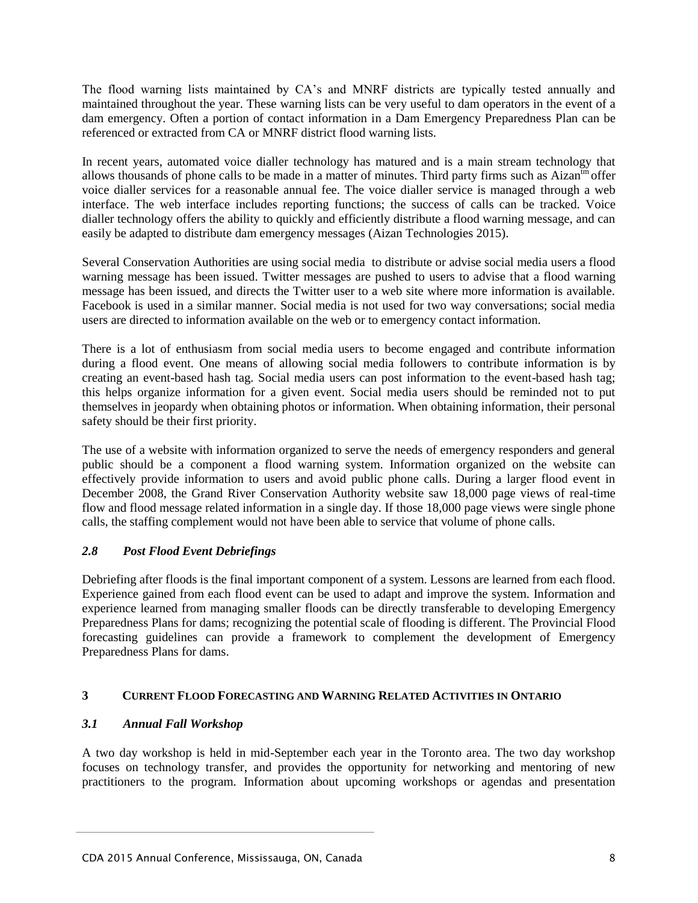The flood warning lists maintained by CA's and MNRF districts are typically tested annually and maintained throughout the year. These warning lists can be very useful to dam operators in the event of a dam emergency. Often a portion of contact information in a Dam Emergency Preparedness Plan can be referenced or extracted from CA or MNRF district flood warning lists.

In recent years, automated voice dialler technology has matured and is a main stream technology that allows thousands of phone calls to be made in a matter of minutes. Third party firms such as Aizan[tm] offer voice dialler services for a reasonable annual fee. The voice dialler service is managed through a web interface. The web interface includes reporting functions; the success of calls can be tracked. Voice dialler technology offers the ability to quickly and efficiently distribute a flood warning message, and can easily be adapted to distribute dam emergency messages (Aizan Technologies 2015).

Several Conservation Authorities are using social media to distribute or advise social media users a flood warning message has been issued. Twitter messages are pushed to users to advise that a flood warning message has been issued, and directs the Twitter user to a web site where more information is available. Facebook is used in a similar manner. Social media is not used for two way conversations; social media users are directed to information available on the web or to emergency contact information.

There is a lot of enthusiasm from social media users to become engaged and contribute information during a flood event. One means of allowing social media followers to contribute information is by creating an event-based hash tag. Social media users can post information to the event-based hash tag; this helps organize information for a given event. Social media users should be reminded not to put themselves in jeopardy when obtaining photos or information. When obtaining information, their personal safety should be their first priority.

The use of a website with information organized to serve the needs of emergency responders and general public should be a component a flood warning system. Information organized on the website can effectively provide information to users and avoid public phone calls. During a larger flood event in December 2008, the Grand River Conservation Authority website saw 18,000 page views of real-time flow and flood message related information in a single day. If those 18,000 page views were single phone calls, the staffing complement would not have been able to service that volume of phone calls.

### *2.8 Post Flood Event Debriefings*

Debriefing after floods is the final important component of a system. Lessons are learned from each flood. Experience gained from each flood event can be used to adapt and improve the system. Information and experience learned from managing smaller floods can be directly transferable to developing Emergency Preparedness Plans for dams; recognizing the potential scale of flooding is different. The Provincial Flood forecasting guidelines can provide a framework to complement the development of Emergency Preparedness Plans for dams.

## 3 CURRENT FLOOD FORECASTING AND WARNING RELATED ACTIVITIES IN ONTARIO

### *3.1 Annual Fall Workshop*

A two day workshop is held in mid-September each year in the Toronto area. The two day workshop focuses on technology transfer, and provides the opportunity for networking and mentoring of new practitioners to the program. Information about upcoming workshops or agendas and presentation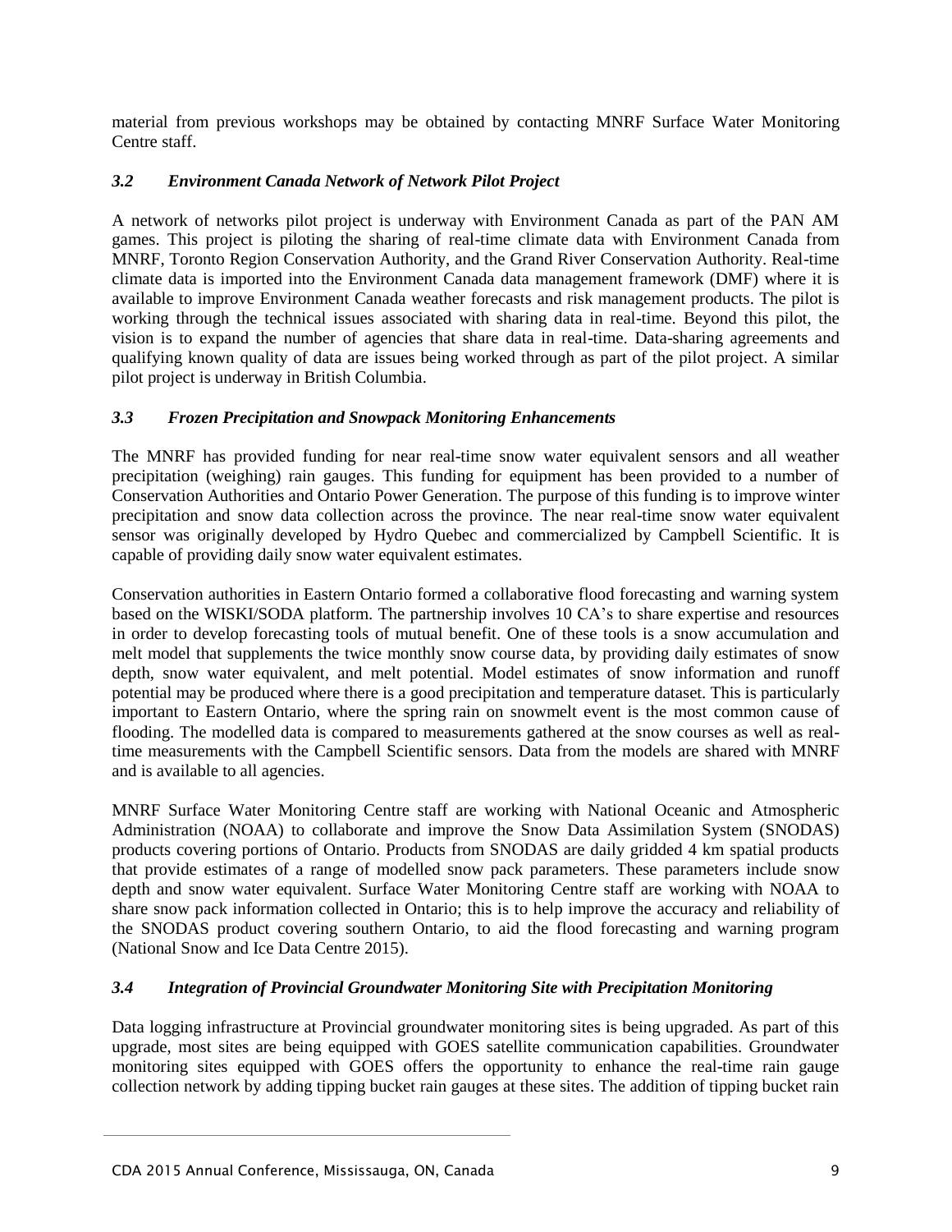material from previous workshops may be obtained by contacting MNRF Surface Water Monitoring Centre staff.

### *3.2 Environment Canada Network of Network Pilot Project*

A network of networks pilot project is underway with Environment Canada as part of the PAN AM games. This project is piloting the sharing of real-time climate data with Environment Canada from MNRF, Toronto Region Conservation Authority, and the Grand River Conservation Authority. Real-time climate data is imported into the Environment Canada data management framework (DMF) where it is available to improve Environment Canada weather forecasts and risk management products. The pilot is working through the technical issues associated with sharing data in real-time. Beyond this pilot, the vision is to expand the number of agencies that share data in real-time. Data-sharing agreements and qualifying known quality of data are issues being worked through as part of the pilot project. A similar pilot project is underway in British Columbia.

### *3.3 Frozen Precipitation and Snowpack Monitoring Enhancements*

The MNRF has provided funding for near real-time snow water equivalent sensors and all weather precipitation (weighing) rain gauges. This funding for equipment has been provided to a number of Conservation Authorities and Ontario Power Generation. The purpose of this funding is to improve winter precipitation and snow data collection across the province. The near real-time snow water equivalent sensor was originally developed by Hydro Quebec and commercialized by Campbell Scientific. It is capable of providing daily snow water equivalent estimates.

Conservation authorities in Eastern Ontario formed a collaborative flood forecasting and warning system based on the WISKI/SODA platform. The partnership involves 10 CA's to share expertise and resources in order to develop forecasting tools of mutual benefit. One of these tools is a snow accumulation and melt model that supplements the twice monthly snow course data, by providing daily estimates of snow depth, snow water equivalent, and melt potential. Model estimates of snow information and runoff potential may be produced where there is a good precipitation and temperature dataset. This is particularly important to Eastern Ontario, where the spring rain on snowmelt event is the most common cause of flooding. The modelled data is compared to measurements gathered at the snow courses as well as real-time measurements with the Campbell Scientific sensors. Data from the models are shared with MNRF and is available to all agencies.

MNRF Surface Water Monitoring Centre staff are working with National Oceanic and Atmospheric Administration (NOAA) to collaborate and improve the Snow Data Assimilation System (SNODAS) products covering portions of Ontario. Products from SNODAS are daily gridded 4 km spatial products that provide estimates of a range of modelled snow pack parameters. These parameters include snow depth and snow water equivalent. Surface Water Monitoring Centre staff are working with NOAA to share snow pack information collected in Ontario; this is to help improve the accuracy and reliability of the SNODAS product covering southern Ontario, to aid the flood forecasting and warning program (National Snow and Ice Data Centre 2015).

### *3.4 Integration of Provincial Groundwater Monitoring Site with Precipitation Monitoring*

Data logging infrastructure at Provincial groundwater monitoring sites is being upgraded. As part of this upgrade, most sites are being equipped with GOES satellite communication capabilities. Groundwater monitoring sites equipped with GOES offers the opportunity to enhance the real-time rain gauge collection network by adding tipping bucket rain gauges at these sites. The addition of tipping bucket rain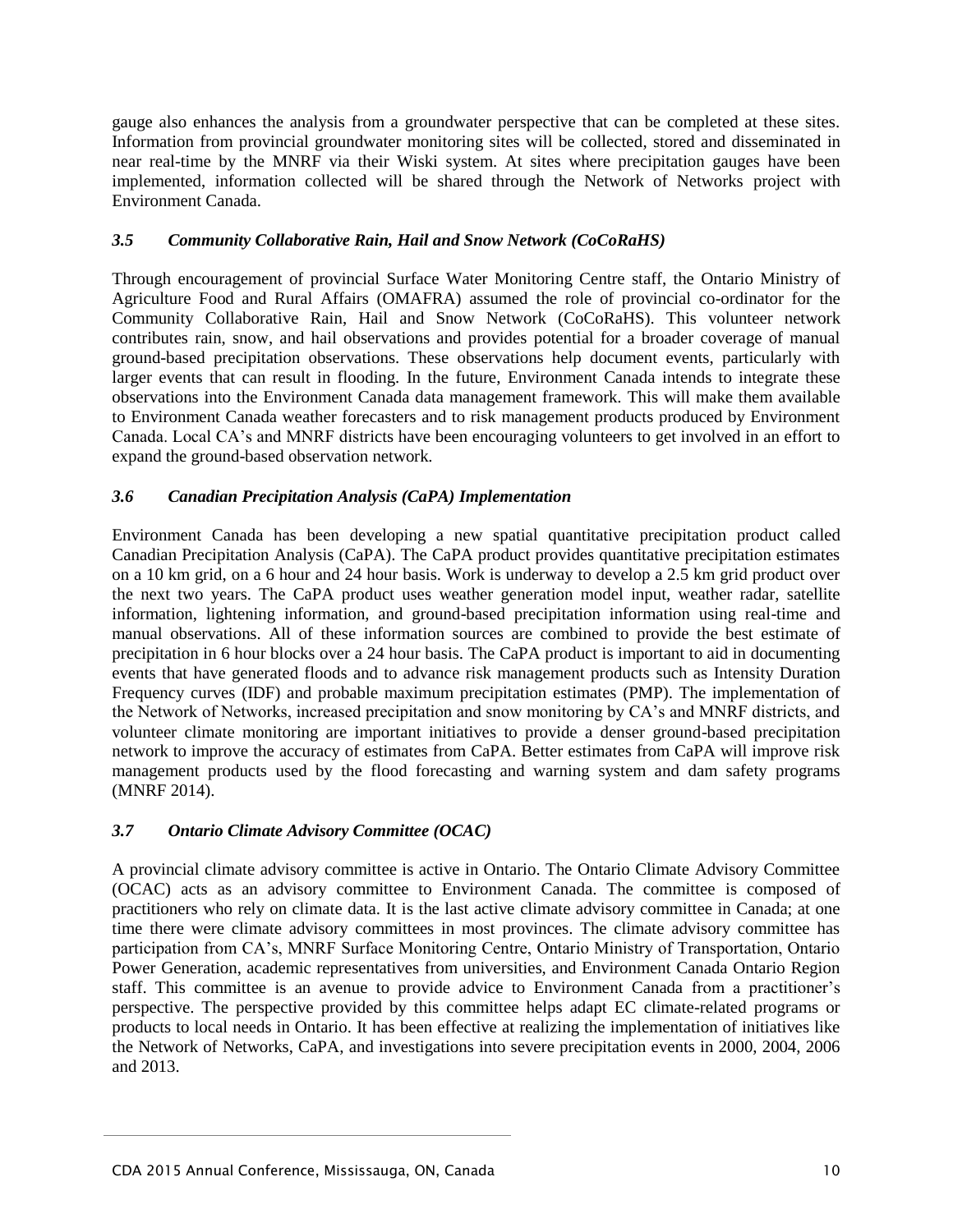gauge also enhances the analysis from a groundwater perspective that can be completed at these sites. Information from provincial groundwater monitoring sites will be collected, stored and disseminated in near real-time by the MNRF via their Wiski system. At sites where precipitation gauges have been implemented, information collected will be shared through the Network of Networks project with Environment Canada.

### *3.5 Community Collaborative Rain, Hail and Snow Network (CoCoRaHS)*

Through encouragement of provincial Surface Water Monitoring Centre staff, the Ontario Ministry of Agriculture Food and Rural Affairs (OMAFRA) assumed the role of provincial co-ordinator for the Community Collaborative Rain, Hail and Snow Network (CoCoRaHS). This volunteer network contributes rain, snow, and hail observations and provides potential for a broader coverage of manual ground-based precipitation observations. These observations help document events, particularly with larger events that can result in flooding. In the future, Environment Canada intends to integrate these observations into the Environment Canada data management framework. This will make them available to Environment Canada weather forecasters and to risk management products produced by Environment Canada. Local CA's and MNRF districts have been encouraging volunteers to get involved in an effort to expand the ground-based observation network.

### *3.6 Canadian Precipitation Analysis (CaPA) Implementation*

Environment Canada has been developing a new spatial quantitative precipitation product called Canadian Precipitation Analysis (CaPA). The CaPA product provides quantitative precipitation estimates on a 10 km grid, on a 6 hour and 24 hour basis. Work is underway to develop a 2.5 km grid product over the next two years. The CaPA product uses weather generation model input, weather radar, satellite information, lightening information, and ground-based precipitation information using real-time and manual observations. All of these information sources are combined to provide the best estimate of precipitation in 6 hour blocks over a 24 hour basis. The CaPA product is important to aid in documenting events that have generated floods and to advance risk management products such as Intensity Duration Frequency curves (IDF) and probable maximum precipitation estimates (PMP). The implementation of the Network of Networks, increased precipitation and snow monitoring by CA's and MNRF districts, and volunteer climate monitoring are important initiatives to provide a denser ground-based precipitation network to improve the accuracy of estimates from CaPA. Better estimates from CaPA will improve risk management products used by the flood forecasting and warning system and dam safety programs (MNRF 2014).

### *3.7 Ontario Climate Advisory Committee (OCAC)*

A provincial climate advisory committee is active in Ontario. The Ontario Climate Advisory Committee (OCAC) acts as an advisory committee to Environment Canada. The committee is composed of practitioners who rely on climate data. It is the last active climate advisory committee in Canada; at one time there were climate advisory committees in most provinces. The climate advisory committee has participation from CA's, MNRF Surface Monitoring Centre, Ontario Ministry of Transportation, Ontario Power Generation, academic representatives from universities, and Environment Canada Ontario Region staff. This committee is an avenue to provide advice to Environment Canada from a practitioner's perspective. The perspective provided by this committee helps adapt EC climate-related programs or products to local needs in Ontario. It has been effective at realizing the implementation of initiatives like the Network of Networks, CaPA, and investigations into severe precipitation events in 2000, 2004, 2006 and 2013.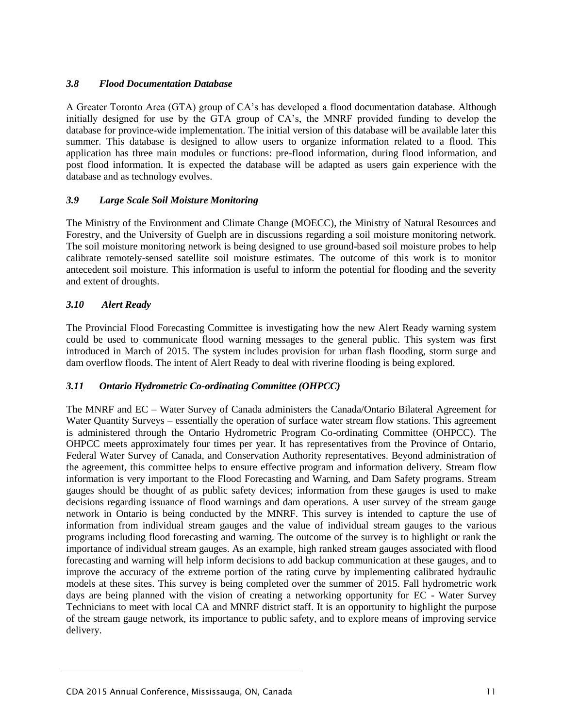### *3.8 Flood Documentation Database*

A Greater Toronto Area (GTA) group of CA's has developed a flood documentation database. Although initially designed for use by the GTA group of CA's, the MNRF provided funding to develop the database for province-wide implementation. The initial version of this database will be available later this summer. This database is designed to allow users to organize information related to a flood. This application has three main modules or functions: pre-flood information, during flood information, and post flood information. It is expected the database will be adapted as users gain experience with the database and as technology evolves.

### *3.9 Large Scale Soil Moisture Monitoring*

The Ministry of the Environment and Climate Change (MOECC), the Ministry of Natural Resources and Forestry, and the University of Guelph are in discussions regarding a soil moisture monitoring network. The soil moisture monitoring network is being designed to use ground-based soil moisture probes to help calibrate remotely-sensed satellite soil moisture estimates. The outcome of this work is to monitor antecedent soil moisture. This information is useful to inform the potential for flooding and the severity and extent of droughts.

### *3.10 Alert Ready*

The Provincial Flood Forecasting Committee is investigating how the new Alert Ready warning system could be used to communicate flood warning messages to the general public. This system was first introduced in March of 2015. The system includes provision for urban flash flooding, storm surge and dam overflow floods. The intent of Alert Ready to deal with riverine flooding is being explored.

### *3.11 Ontario Hydrometric Co-ordinating Committee (OHPCC)*

The MNRF and EC – Water Survey of Canada administers the Canada/Ontario Bilateral Agreement for Water Quantity Surveys – essentially the operation of surface water stream flow stations. This agreement is administered through the Ontario Hydrometric Program Co-ordinating Committee (OHPCC). The OHPCC meets approximately four times per year. It has representatives from the Province of Ontario, Federal Water Survey of Canada, and Conservation Authority representatives. Beyond administration of the agreement, this committee helps to ensure effective program and information delivery. Stream flow information is very important to the Flood Forecasting and Warning, and Dam Safety programs. Stream gauges should be thought of as public safety devices; information from these gauges is used to make decisions regarding issuance of flood warnings and dam operations. A user survey of the stream gauge network in Ontario is being conducted by the MNRF. This survey is intended to capture the use of information from individual stream gauges and the value of individual stream gauges to the various programs including flood forecasting and warning. The outcome of the survey is to highlight or rank the importance of individual stream gauges. As an example, high ranked stream gauges associated with flood forecasting and warning will help inform decisions to add backup communication at these gauges, and to improve the accuracy of the extreme portion of the rating curve by implementing calibrated hydraulic models at these sites. This survey is being completed over the summer of 2015. Fall hydrometric work days are being planned with the vision of creating a networking opportunity for EC - Water Survey Technicians to meet with local CA and MNRF district staff. It is an opportunity to highlight the purpose of the stream gauge network, its importance to public safety, and to explore means of improving service delivery.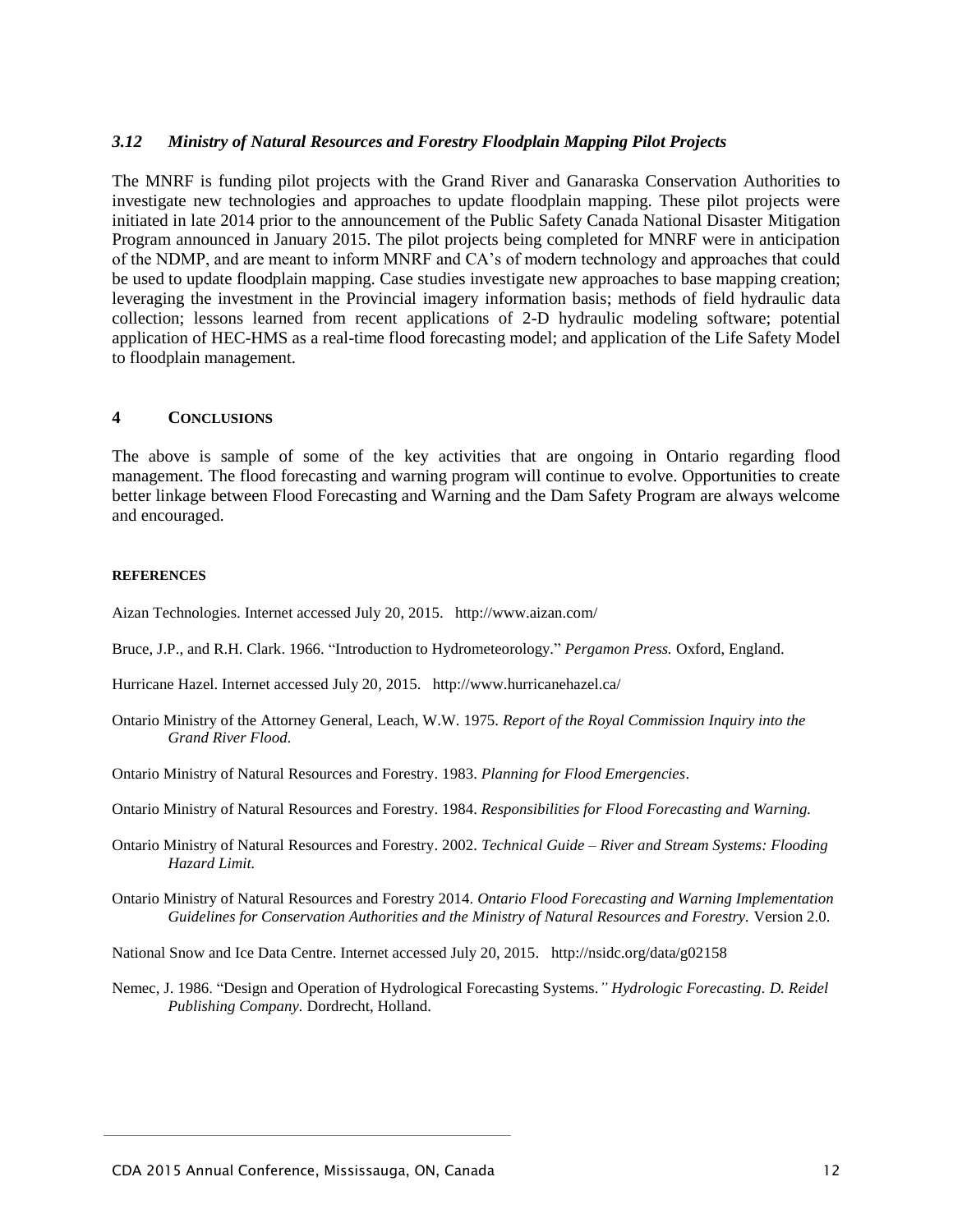### *3.12 Ministry of Natural Resources and Forestry Floodplain Mapping Pilot Projects*

The MNRF is funding pilot projects with the Grand River and Ganaraska Conservation Authorities to investigate new technologies and approaches to update floodplain mapping. These pilot projects were initiated in late 2014 prior to the announcement of the Public Safety Canada National Disaster Mitigation Program announced in January 2015. The pilot projects being completed for MNRF were in anticipation of the NDMP, and are meant to inform MNRF and CA's of modern technology and approaches that could be used to update floodplain mapping. Case studies investigate new approaches to base mapping creation; leveraging the investment in the Provincial imagery information basis; methods of field hydraulic data collection; lessons learned from recent applications of 2-D hydraulic modeling software; potential application of HEC-HMS as a real-time flood forecasting model; and application of the Life Safety Model to floodplain management.

## 4 CONCLUSIONS

The above is sample of some of the key activities that are ongoing in Ontario regarding flood management. The flood forecasting and warning program will continue to evolve. Opportunities to create better linkage between Flood Forecasting and Warning and the Dam Safety Program are always welcome and encouraged.

#### REFERENCES

Aizan Technologies. Internet accessed July 20, 2015. http://www.aizan.com/

Bruce, J.P., and R.H. Clark. 1966. "Introduction to Hydrometeorology." *Pergamon Press.* Oxford, England.

Hurricane Hazel. Internet accessed July 20, 2015. http://www.hurricanehazel.ca/

Ontario Ministry of the Attorney General, Leach, W.W. 1975. *Report of the Royal Commission Inquiry into the Grand River Flood.*

Ontario Ministry of Natural Resources and Forestry. 1983. *Planning for Flood Emergencies*.

Ontario Ministry of Natural Resources and Forestry. 1984. *Responsibilities for Flood Forecasting and Warning.*

Ontario Ministry of Natural Resources and Forestry. 2002. *Technical Guide – River and Stream Systems: Flooding Hazard Limit.*

Ontario Ministry of Natural Resources and Forestry 2014. *Ontario Flood Forecasting and Warning Implementation Guidelines for Conservation Authorities and the Ministry of Natural Resources and Forestry.* Version 2.0.

National Snow and Ice Data Centre. Internet accessed July 20, 2015. http://nsidc.org/data/g02158

Nemec, J. 1986. "Design and Operation of Hydrological Forecasting Systems.*" Hydrologic Forecasting. D. Reidel Publishing Company.* Dordrecht, Holland.